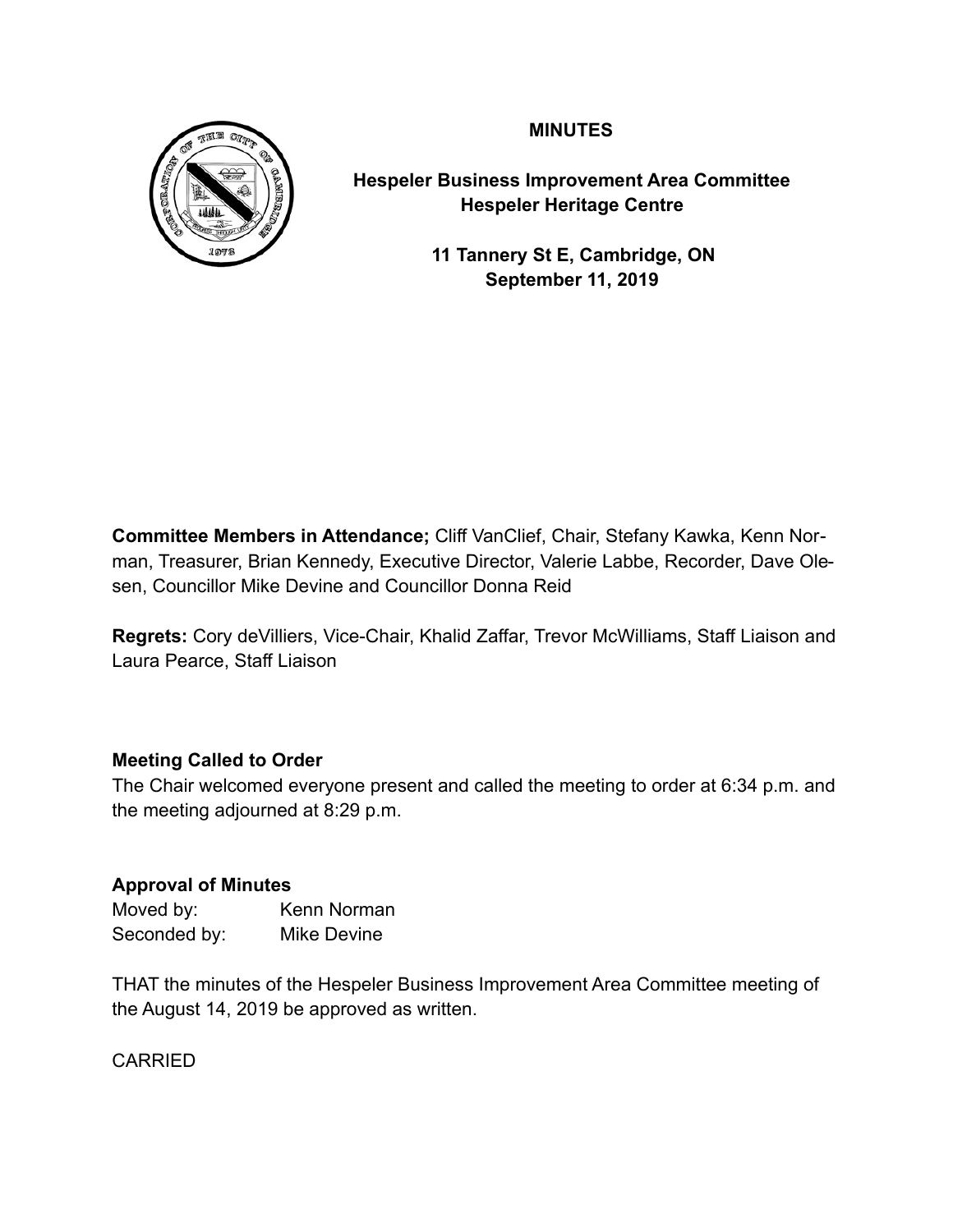# MINUTES

## Hespeler Business Improvement Area Committee
## Hespeler Heritage Centre

**11 Tannery St E, Cambridge, ON**
**September 11, 2019**

**Committee Members in Attendance;** Cliff VanClief, Chair, Stefany Kawka, Kenn Norman, Treasurer, Brian Kennedy, Executive Director, Valerie Labbe, Recorder, Dave Olesen, Councillor Mike Devine and Councillor Donna Reid

**Regrets:** Cory deVilliers, Vice-Chair, Khalid Zaffar, Trevor McWilliams, Staff Liaison and Laura Pearce, Staff Liaison

### Meeting Called to Order

The Chair welcomed everyone present and called the meeting to order at 6:34 p.m. and the meeting adjourned at 8:29 p.m.

### Approval of Minutes

Moved by: Kenn Norman
Seconded by: Mike Devine

THAT the minutes of the Hespeler Business Improvement Area Committee meeting of the August 14, 2019 be approved as written.

CARRIED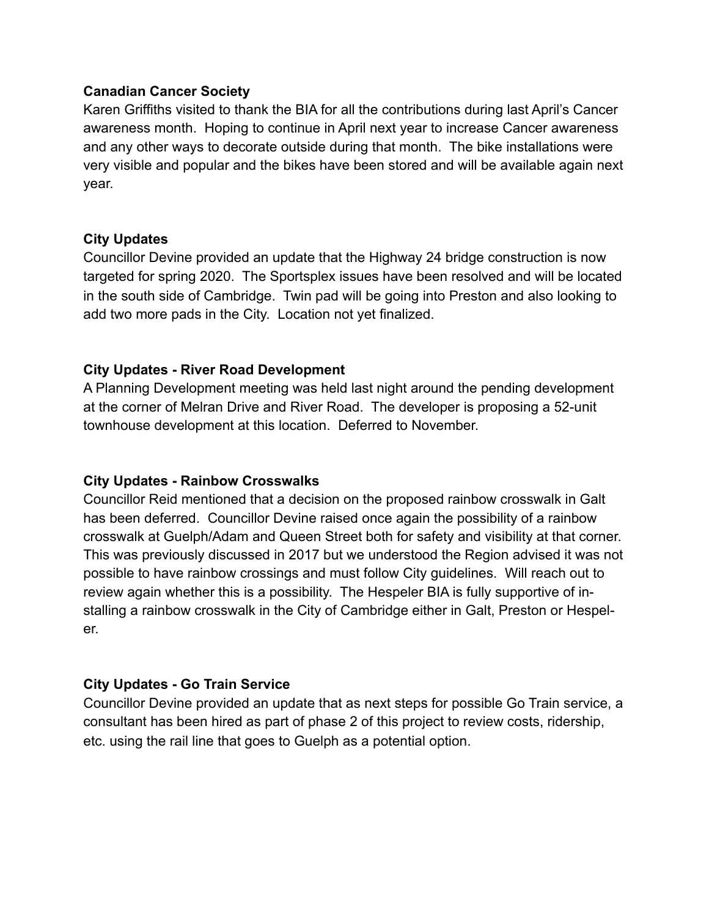**Canadian Cancer Society**
Karen Griffiths visited to thank the BIA for all the contributions during last April's Cancer awareness month. Hoping to continue in April next year to increase Cancer awareness and any other ways to decorate outside during that month. The bike installations were very visible and popular and the bikes have been stored and will be available again next year.

**City Updates**
Councillor Devine provided an update that the Highway 24 bridge construction is now targeted for spring 2020. The Sportsplex issues have been resolved and will be located in the south side of Cambridge. Twin pad will be going into Preston and also looking to add two more pads in the City. Location not yet finalized.

**City Updates - River Road Development**
A Planning Development meeting was held last night around the pending development at the corner of Melran Drive and River Road. The developer is proposing a 52-unit townhouse development at this location. Deferred to November.

**City Updates - Rainbow Crosswalks**
Councillor Reid mentioned that a decision on the proposed rainbow crosswalk in Galt has been deferred. Councillor Devine raised once again the possibility of a rainbow crosswalk at Guelph/Adam and Queen Street both for safety and visibility at that corner. This was previously discussed in 2017 but we understood the Region advised it was not possible to have rainbow crossings and must follow City guidelines. Will reach out to review again whether this is a possibility. The Hespeler BIA is fully supportive of installing a rainbow crosswalk in the City of Cambridge either in Galt, Preston or Hespeler.

**City Updates - Go Train Service**
Councillor Devine provided an update that as next steps for possible Go Train service, a consultant has been hired as part of phase 2 of this project to review costs, ridership, etc. using the rail line that goes to Guelph as a potential option.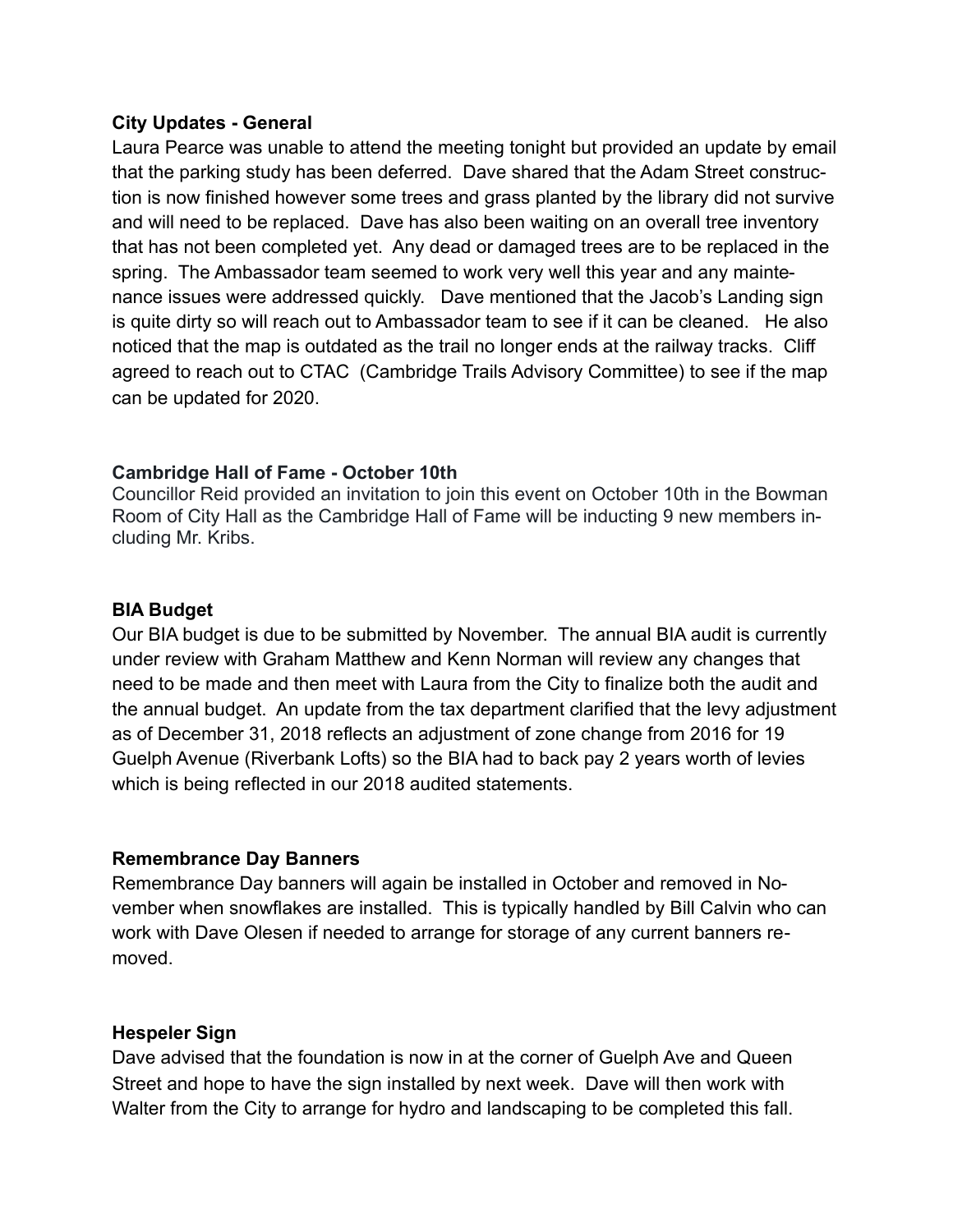**City Updates - General**

Laura Pearce was unable to attend the meeting tonight but provided an update by email that the parking study has been deferred. Dave shared that the Adam Street construction is now finished however some trees and grass planted by the library did not survive and will need to be replaced. Dave has also been waiting on an overall tree inventory that has not been completed yet. Any dead or damaged trees are to be replaced in the spring. The Ambassador team seemed to work very well this year and any maintenance issues were addressed quickly. Dave mentioned that the Jacob's Landing sign is quite dirty so will reach out to Ambassador team to see if it can be cleaned. He also noticed that the map is outdated as the trail no longer ends at the railway tracks. Cliff agreed to reach out to CTAC (Cambridge Trails Advisory Committee) to see if the map can be updated for 2020.

**Cambridge Hall of Fame - October 10th**

Councillor Reid provided an invitation to join this event on October 10th in the Bowman Room of City Hall as the Cambridge Hall of Fame will be inducting 9 new members including Mr. Kribs.

**BIA Budget**

Our BIA budget is due to be submitted by November. The annual BIA audit is currently under review with Graham Matthew and Kenn Norman will review any changes that need to be made and then meet with Laura from the City to finalize both the audit and the annual budget. An update from the tax department clarified that the levy adjustment as of December 31, 2018 reflects an adjustment of zone change from 2016 for 19 Guelph Avenue (Riverbank Lofts) so the BIA had to back pay 2 years worth of levies which is being reflected in our 2018 audited statements.

**Remembrance Day Banners**

Remembrance Day banners will again be installed in October and removed in November when snowflakes are installed. This is typically handled by Bill Calvin who can work with Dave Olesen if needed to arrange for storage of any current banners removed.

**Hespeler Sign**

Dave advised that the foundation is now in at the corner of Guelph Ave and Queen Street and hope to have the sign installed by next week. Dave will then work with Walter from the City to arrange for hydro and landscaping to be completed this fall.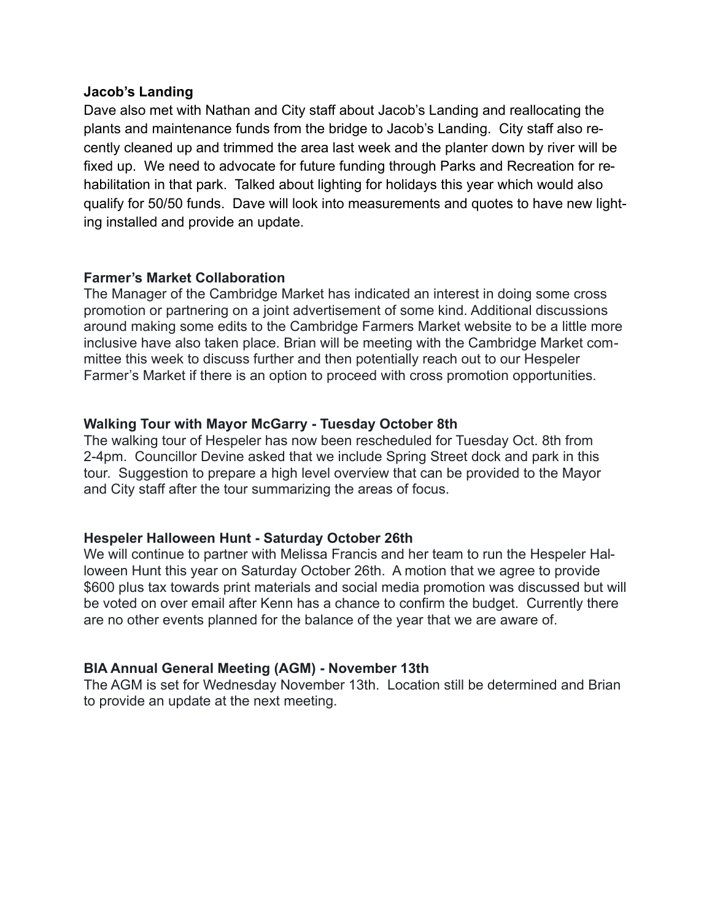**Jacob's Landing**

Dave also met with Nathan and City staff about Jacob's Landing and reallocating the plants and maintenance funds from the bridge to Jacob's Landing. City staff also recently cleaned up and trimmed the area last week and the planter down by river will be fixed up. We need to advocate for future funding through Parks and Recreation for rehabilitation in that park. Talked about lighting for holidays this year which would also qualify for 50/50 funds. Dave will look into measurements and quotes to have new lighting installed and provide an update.

**Farmer's Market Collaboration**

The Manager of the Cambridge Market has indicated an interest in doing some cross promotion or partnering on a joint advertisement of some kind. Additional discussions around making some edits to the Cambridge Farmers Market website to be a little more inclusive have also taken place. Brian will be meeting with the Cambridge Market committee this week to discuss further and then potentially reach out to our Hespeler Farmer's Market if there is an option to proceed with cross promotion opportunities.

**Walking Tour with Mayor McGarry - Tuesday October 8th**

The walking tour of Hespeler has now been rescheduled for Tuesday Oct. 8th from 2-4pm. Councillor Devine asked that we include Spring Street dock and park in this tour. Suggestion to prepare a high level overview that can be provided to the Mayor and City staff after the tour summarizing the areas of focus.

**Hespeler Halloween Hunt - Saturday October 26th**

We will continue to partner with Melissa Francis and her team to run the Hespeler Halloween Hunt this year on Saturday October 26th. A motion that we agree to provide $600 plus tax towards print materials and social media promotion was discussed but will be voted on over email after Kenn has a chance to confirm the budget. Currently there are no other events planned for the balance of the year that we are aware of.

**BIA Annual General Meeting (AGM) - November 13th**

The AGM is set for Wednesday November 13th. Location still be determined and Brian to provide an update at the next meeting.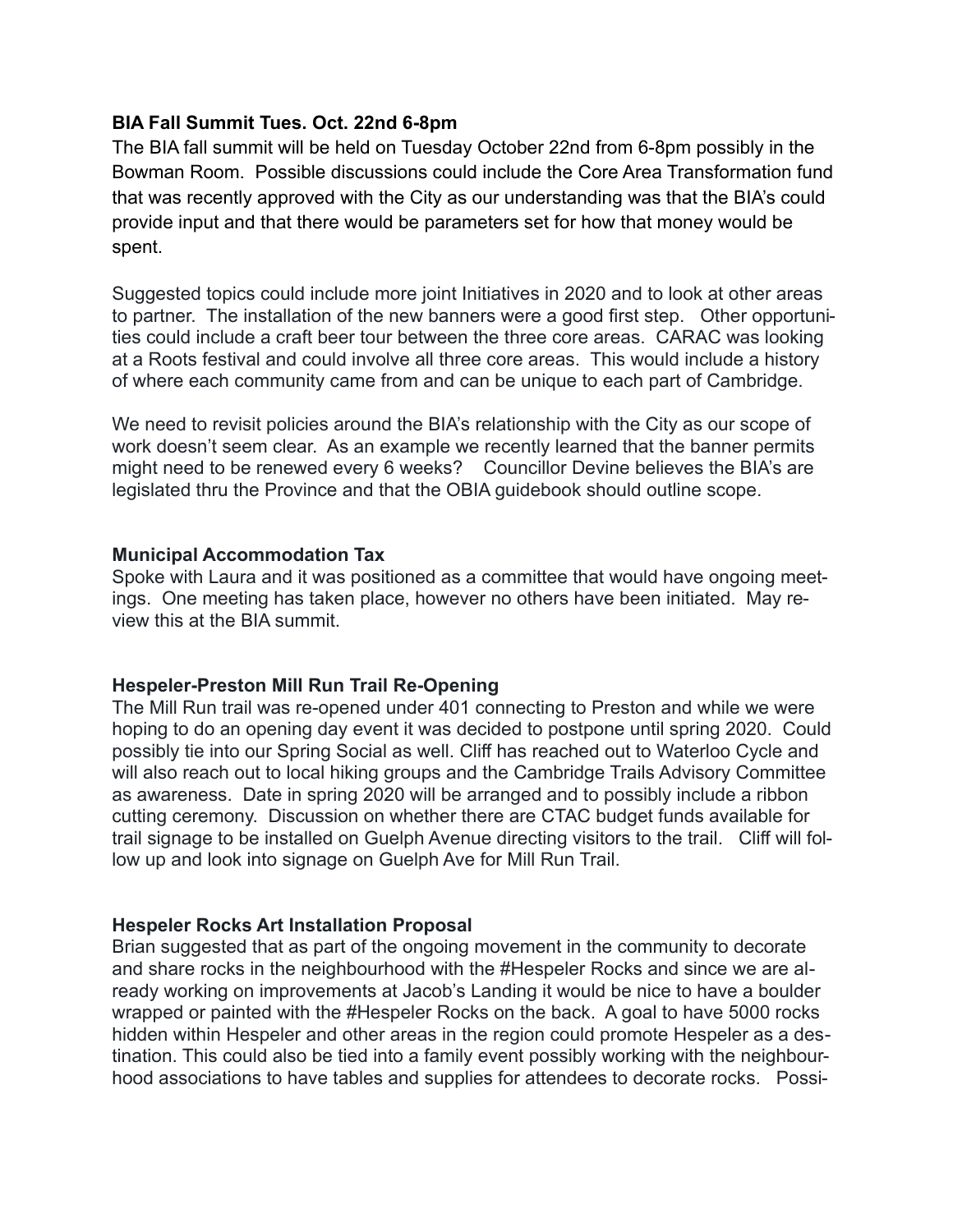**BIA Fall Summit Tues. Oct. 22nd 6-8pm**

The BIA fall summit will be held on Tuesday October 22nd from 6-8pm possibly in the Bowman Room. Possible discussions could include the Core Area Transformation fund that was recently approved with the City as our understanding was that the BIA's could provide input and that there would be parameters set for how that money would be spent.

Suggested topics could include more joint Initiatives in 2020 and to look at other areas to partner. The installation of the new banners were a good first step. Other opportunities could include a craft beer tour between the three core areas. CARAC was looking at a Roots festival and could involve all three core areas. This would include a history of where each community came from and can be unique to each part of Cambridge.

We need to revisit policies around the BIA's relationship with the City as our scope of work doesn't seem clear. As an example we recently learned that the banner permits might need to be renewed every 6 weeks? Councillor Devine believes the BIA's are legislated thru the Province and that the OBIA guidebook should outline scope.

**Municipal Accommodation Tax**

Spoke with Laura and it was positioned as a committee that would have ongoing meetings. One meeting has taken place, however no others have been initiated. May review this at the BIA summit.

**Hespeler-Preston Mill Run Trail Re-Opening**

The Mill Run trail was re-opened under 401 connecting to Preston and while we were hoping to do an opening day event it was decided to postpone until spring 2020. Could possibly tie into our Spring Social as well. Cliff has reached out to Waterloo Cycle and will also reach out to local hiking groups and the Cambridge Trails Advisory Committee as awareness. Date in spring 2020 will be arranged and to possibly include a ribbon cutting ceremony. Discussion on whether there are CTAC budget funds available for trail signage to be installed on Guelph Avenue directing visitors to the trail. Cliff will follow up and look into signage on Guelph Ave for Mill Run Trail.

**Hespeler Rocks Art Installation Proposal**

Brian suggested that as part of the ongoing movement in the community to decorate and share rocks in the neighbourhood with the #Hespeler Rocks and since we are already working on improvements at Jacob's Landing it would be nice to have a boulder wrapped or painted with the #Hespeler Rocks on the back. A goal to have 5000 rocks hidden within Hespeler and other areas in the region could promote Hespeler as a destination. This could also be tied into a family event possibly working with the neighbourhood associations to have tables and supplies for attendees to decorate rocks. Possi-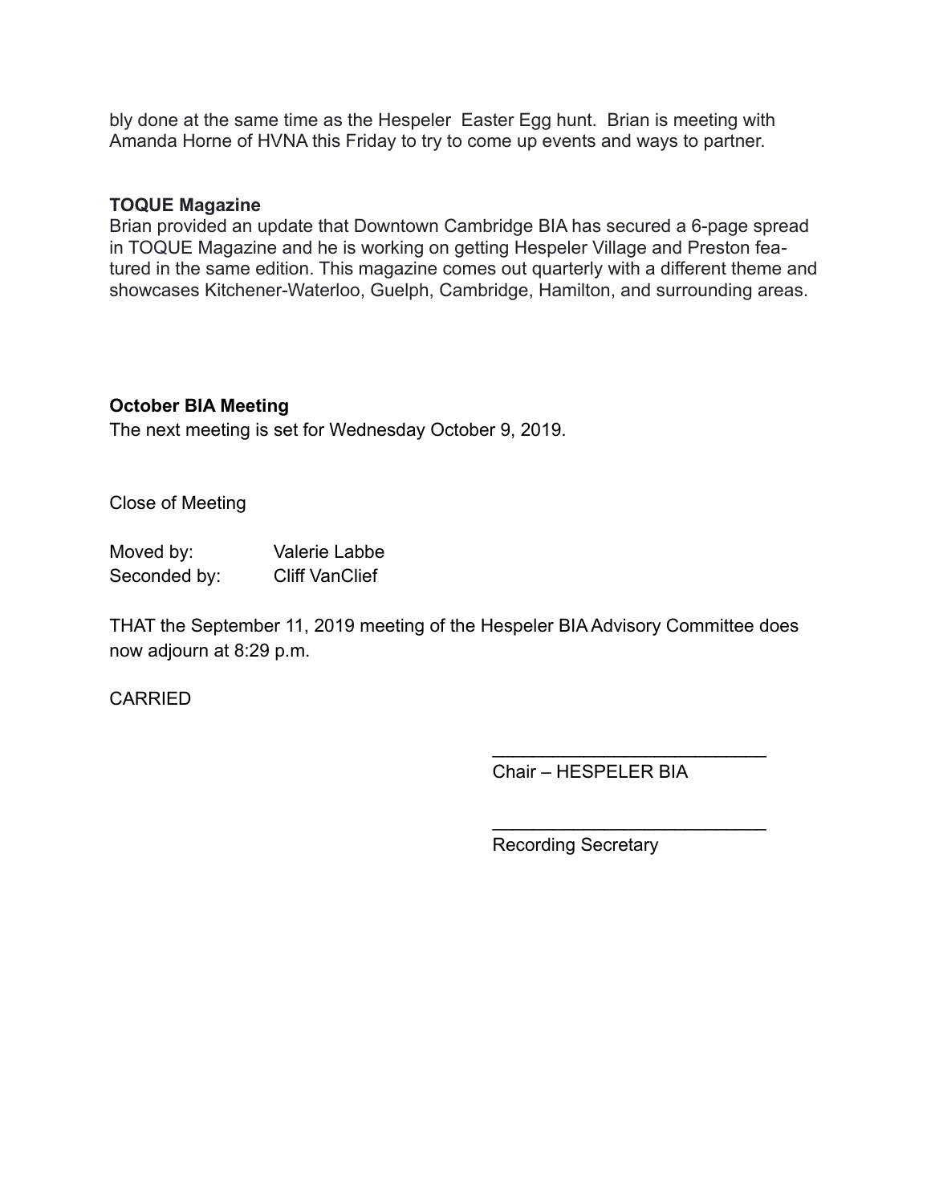bly done at the same time as the Hespeler  Easter Egg hunt.  Brian is meeting with Amanda Horne of HVNA this Friday to try to come up events and ways to partner.

**TOQUE Magazine**
Brian provided an update that Downtown Cambridge BIA has secured a 6-page spread in TOQUE Magazine and he is working on getting Hespeler Village and Preston featured in the same edition. This magazine comes out quarterly with a different theme and showcases Kitchener-Waterloo, Guelph, Cambridge, Hamilton, and surrounding areas.

**October BIA Meeting**
The next meeting is set for Wednesday October 9, 2019.

Close of Meeting

Moved by: Valerie Labbe
Seconded by: Cliff VanClief

THAT the September 11, 2019 meeting of the Hespeler BIA Advisory Committee does now adjourn at 8:29 p.m.

CARRIED

___________________________
Chair – HESPELER BIA

___________________________
Recording Secretary